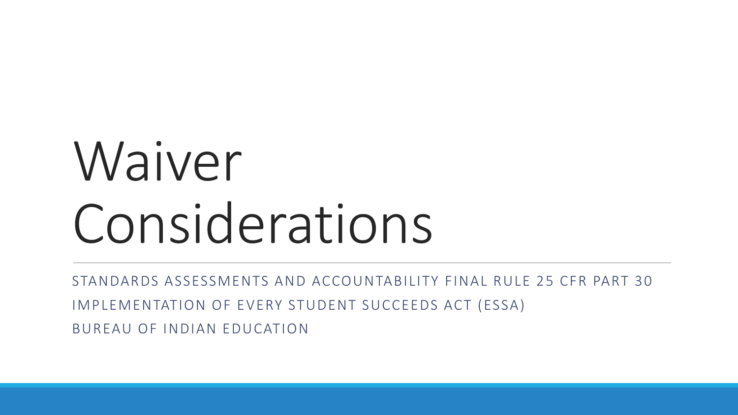# Waiver Considerations

STANDARDS ASSESSMENTS AND ACCOUNTABILITY FINAL RULE 25 CFR PART 30

IMPLEMENTATION OF EVERY STUDENT SUCCEEDS ACT (ESSA)

BUREAU OF INDIAN EDUCATION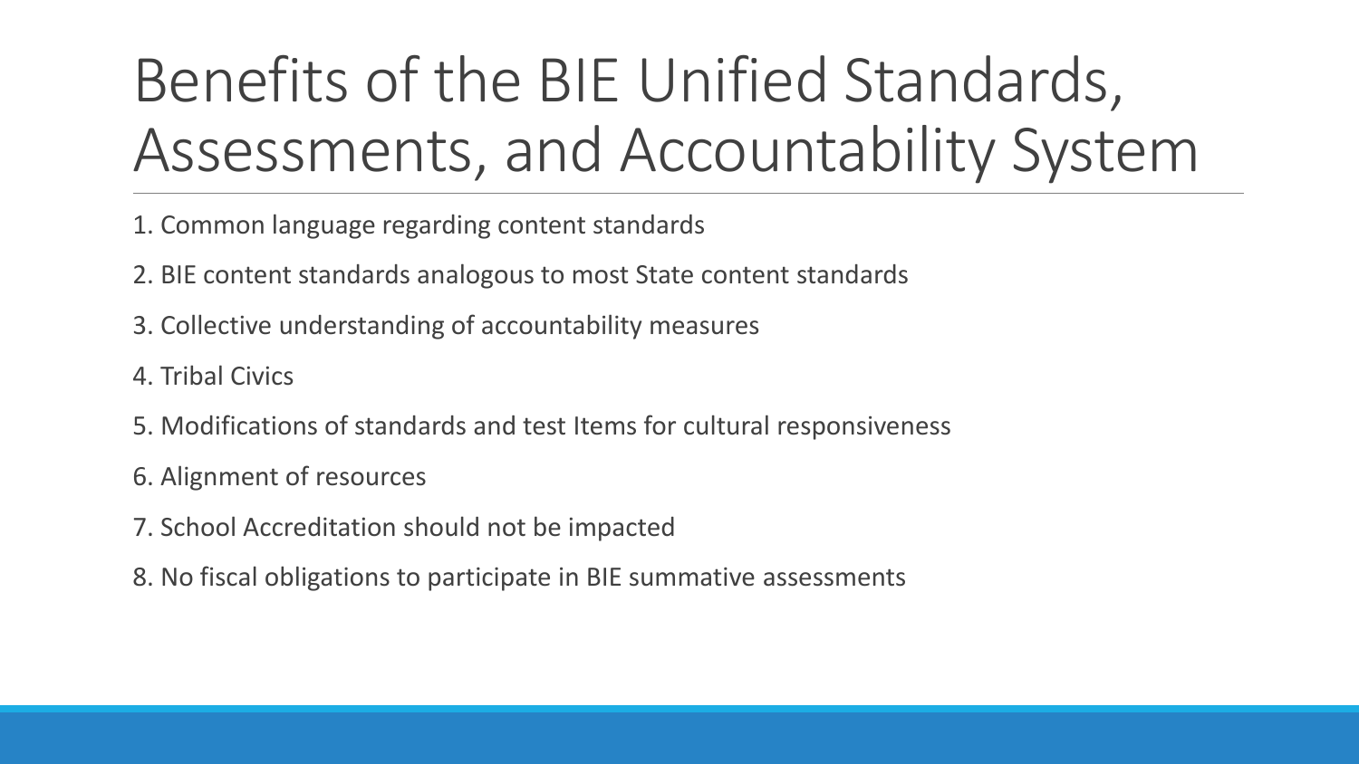# Benefits of the BIE Unified Standards, Assessments, and Accountability System

1. Common language regarding content standards
2. BIE content standards analogous to most State content standards
3. Collective understanding of accountability measures
4. Tribal Civics
5. Modifications of standards and test Items for cultural responsiveness
6. Alignment of resources
7. School Accreditation should not be impacted
8. No fiscal obligations to participate in BIE summative assessments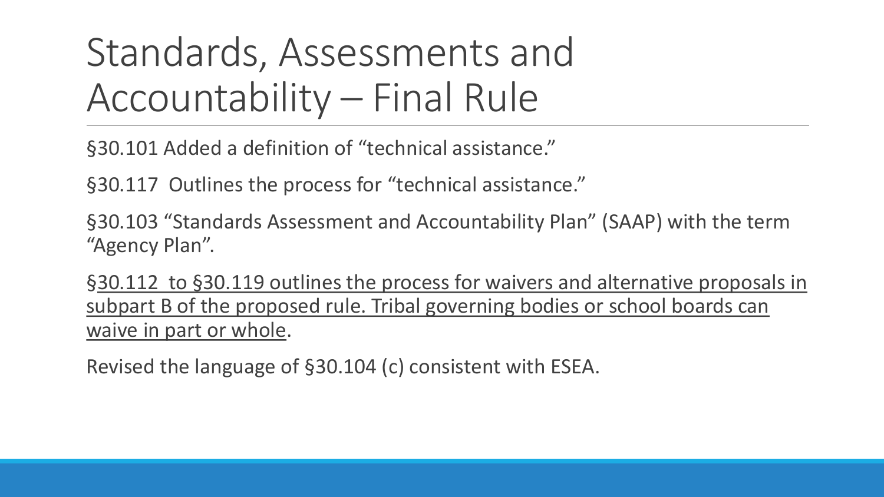# Standards, Assessments and Accountability – Final Rule

§30.101 Added a definition of "technical assistance."

§30.117 Outlines the process for "technical assistance."

§30.103 "Standards Assessment and Accountability Plan" (SAAP) with the term "Agency Plan".

<u>§30.112 to §30.119 outlines the process for waivers and alternative proposals in subpart B of the proposed rule. Tribal governing bodies or school boards can waive in part or whole</u>.

Revised the language of §30.104 (c) consistent with ESEA.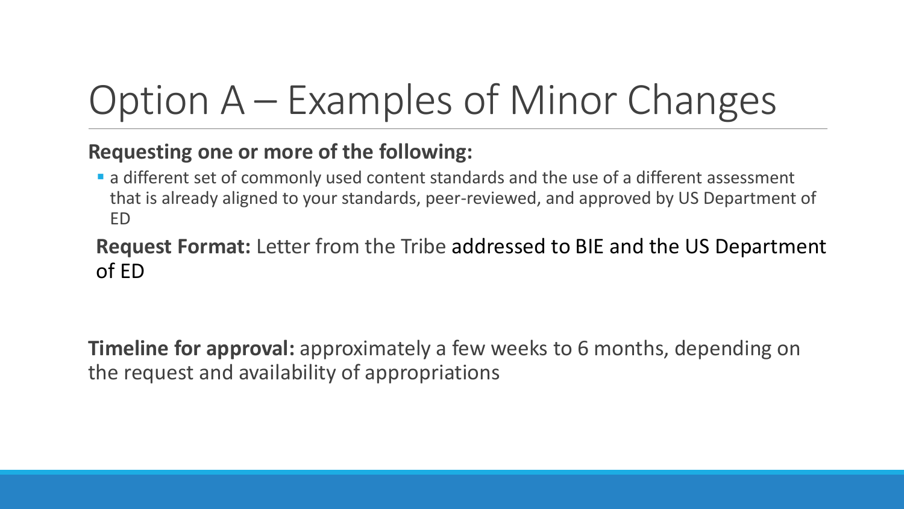# Option A – Examples of Minor Changes

**Requesting one or more of the following:**

- a different set of commonly used content standards and the use of a different assessment that is already aligned to your standards, peer-reviewed, and approved by US Department of ED

**Request Format:** Letter from the Tribe addressed to BIE and the US Department of ED

**Timeline for approval:** approximately a few weeks to 6 months, depending on the request and availability of appropriations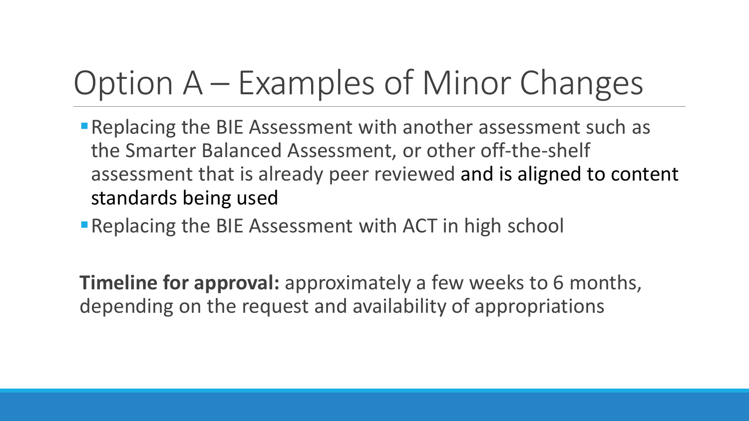# Option A – Examples of Minor Changes

- Replacing the BIE Assessment with another assessment such as the Smarter Balanced Assessment, or other off-the-shelf assessment that is already peer reviewed and is aligned to content standards being used
- Replacing the BIE Assessment with ACT in high school

**Timeline for approval:** approximately a few weeks to 6 months, depending on the request and availability of appropriations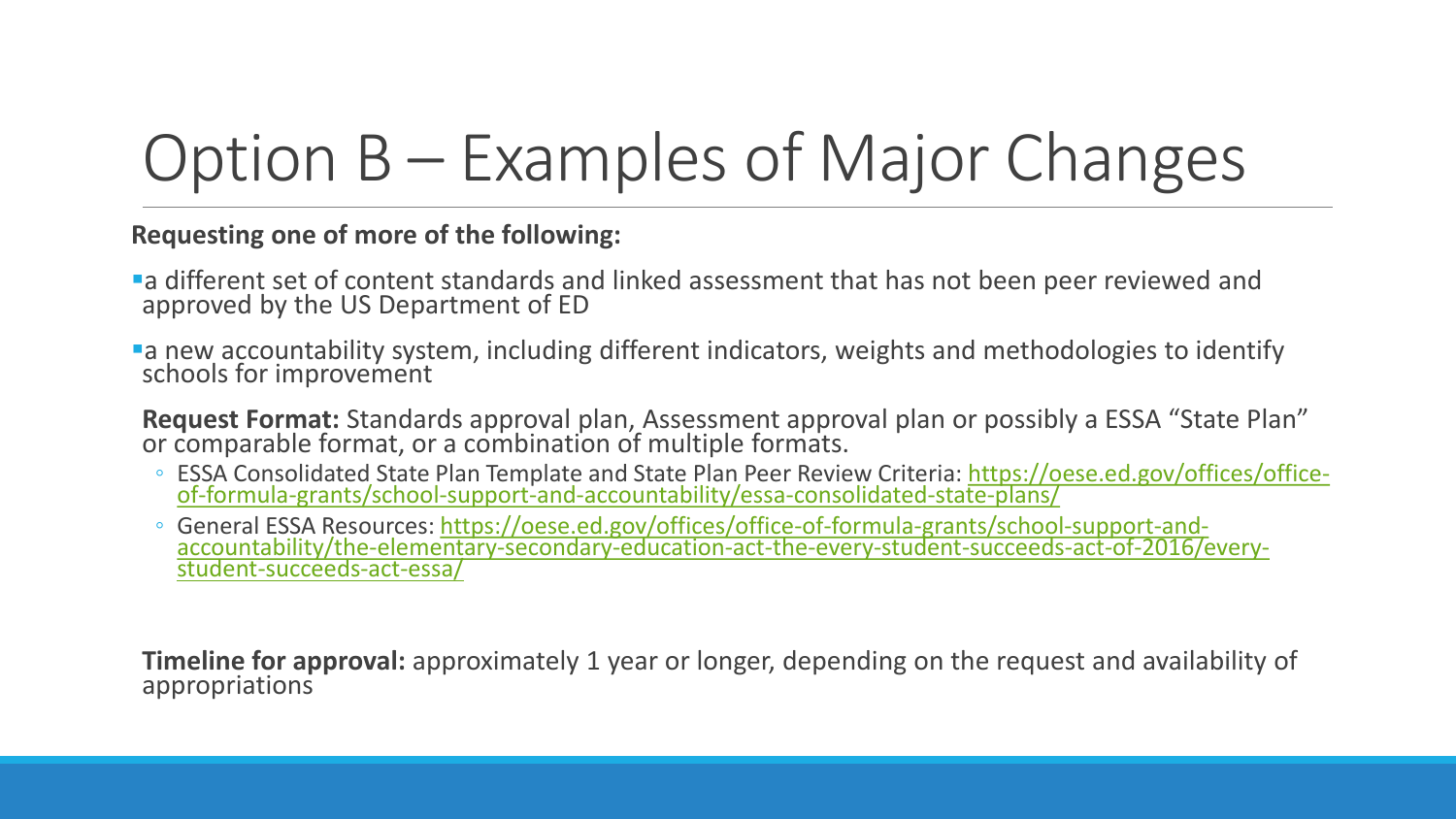# Option B – Examples of Major Changes

**Requesting one of more of the following:**

- a different set of content standards and linked assessment that has not been peer reviewed and approved by the US Department of ED
- a new accountability system, including different indicators, weights and methodologies to identify schools for improvement

**Request Format:** Standards approval plan, Assessment approval plan or possibly a ESSA "State Plan" or comparable format, or a combination of multiple formats.

- ESSA Consolidated State Plan Template and State Plan Peer Review Criteria: https://oese.ed.gov/offices/office-of-formula-grants/school-support-and-accountability/essa-consolidated-state-plans/
- General ESSA Resources: https://oese.ed.gov/offices/office-of-formula-grants/school-support-and-accountability/the-elementary-secondary-education-act-the-every-student-succeeds-act-of-2016/every-student-succeeds-act-essa/

**Timeline for approval:** approximately 1 year or longer, depending on the request and availability of appropriations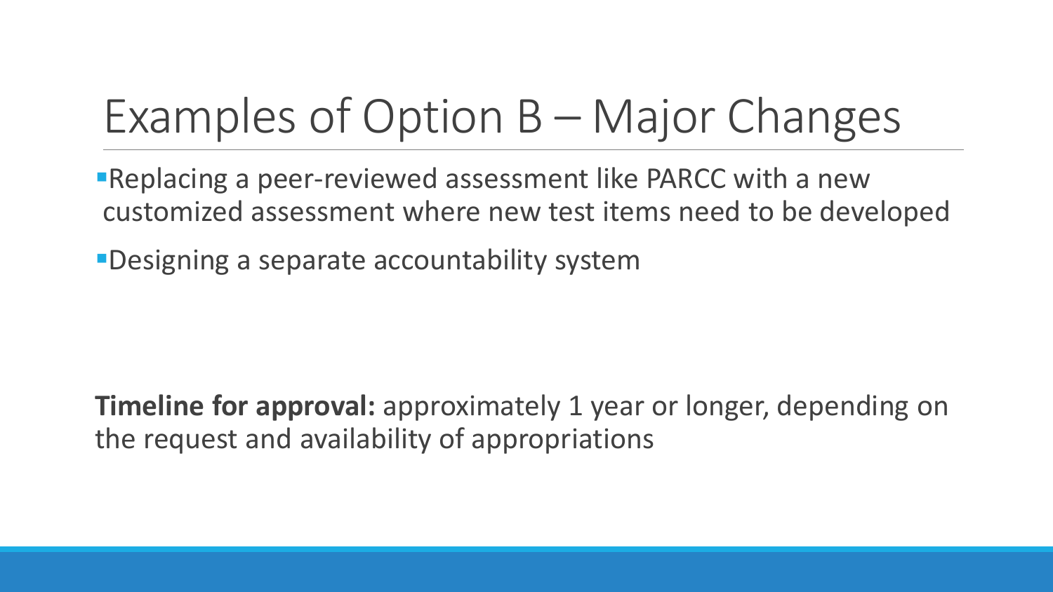# Examples of Option B – Major Changes

- Replacing a peer-reviewed assessment like PARCC with a new customized assessment where new test items need to be developed
- Designing a separate accountability system

**Timeline for approval:** approximately 1 year or longer, depending on the request and availability of appropriations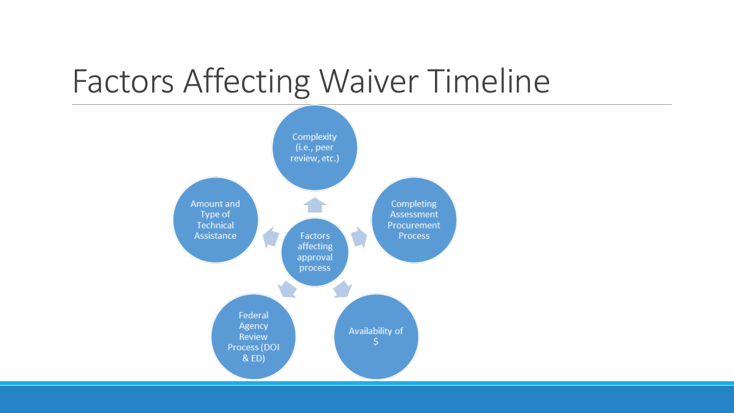# Factors Affecting Waiver Timeline

- Factors affecting approval process
  - Complexity (i.e., peer review, etc.)
  - Completing Assessment Procurement Process
  - Availability of $
  - Federal Agency Review Process (DOI & ED)
  - Amount and Type of Technical Assistance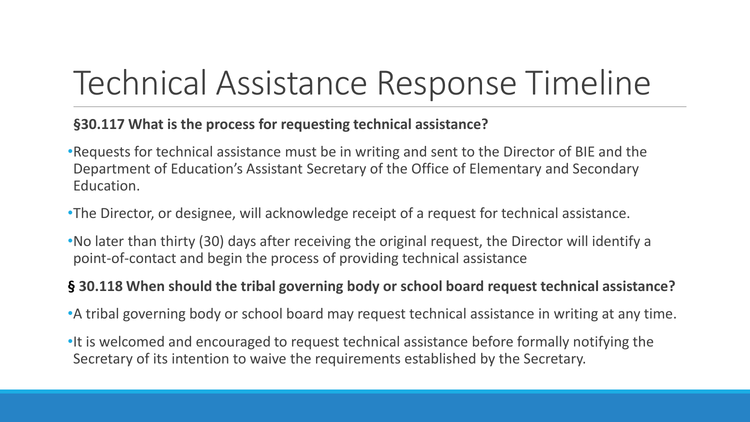# Technical Assistance Response Timeline

**§30.117 What is the process for requesting technical assistance?**

- Requests for technical assistance must be in writing and sent to the Director of BIE and the Department of Education's Assistant Secretary of the Office of Elementary and Secondary Education.
- The Director, or designee, will acknowledge receipt of a request for technical assistance.
- No later than thirty (30) days after receiving the original request, the Director will identify a point-of-contact and begin the process of providing technical assistance

**§ 30.118 When should the tribal governing body or school board request technical assistance?**

- A tribal governing body or school board may request technical assistance in writing at any time.
- It is welcomed and encouraged to request technical assistance before formally notifying the Secretary of its intention to waive the requirements established by the Secretary.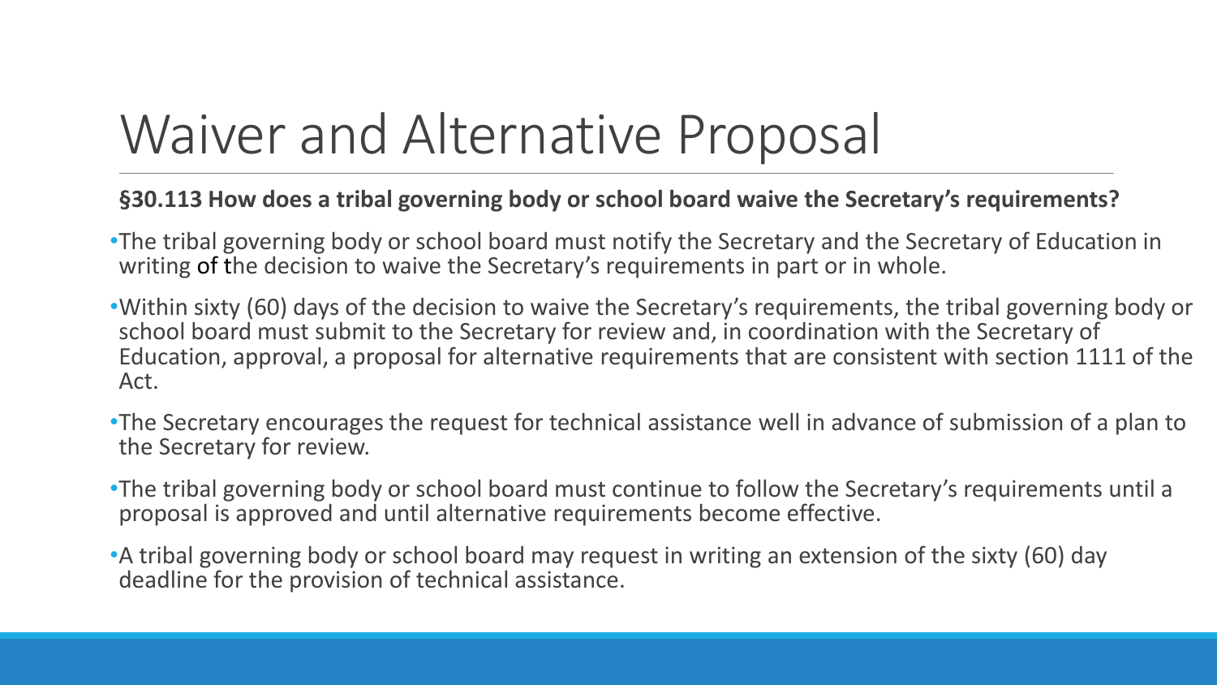# Waiver and Alternative Proposal

**§30.113 How does a tribal governing body or school board waive the Secretary's requirements?**

- The tribal governing body or school board must notify the Secretary and the Secretary of Education in writing of the decision to waive the Secretary's requirements in part or in whole.
- Within sixty (60) days of the decision to waive the Secretary's requirements, the tribal governing body or school board must submit to the Secretary for review and, in coordination with the Secretary of Education, approval, a proposal for alternative requirements that are consistent with section 1111 of the Act.
- The Secretary encourages the request for technical assistance well in advance of submission of a plan to the Secretary for review.
- The tribal governing body or school board must continue to follow the Secretary's requirements until a proposal is approved and until alternative requirements become effective.
- A tribal governing body or school board may request in writing an extension of the sixty (60) day deadline for the provision of technical assistance.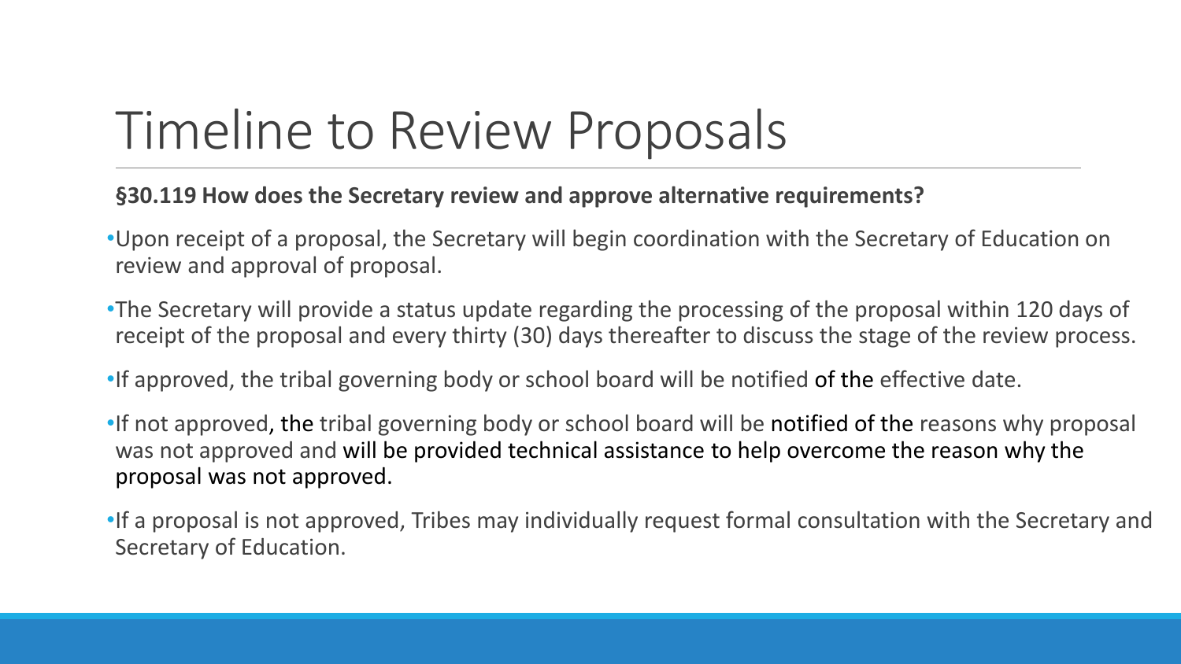# Timeline to Review Proposals

**§30.119 How does the Secretary review and approve alternative requirements?**

- Upon receipt of a proposal, the Secretary will begin coordination with the Secretary of Education on review and approval of proposal.
- The Secretary will provide a status update regarding the processing of the proposal within 120 days of receipt of the proposal and every thirty (30) days thereafter to discuss the stage of the review process.
- If approved, the tribal governing body or school board will be notified of the effective date.
- If not approved, the tribal governing body or school board will be notified of the reasons why proposal was not approved and will be provided technical assistance to help overcome the reason why the proposal was not approved.
- If a proposal is not approved, Tribes may individually request formal consultation with the Secretary and Secretary of Education.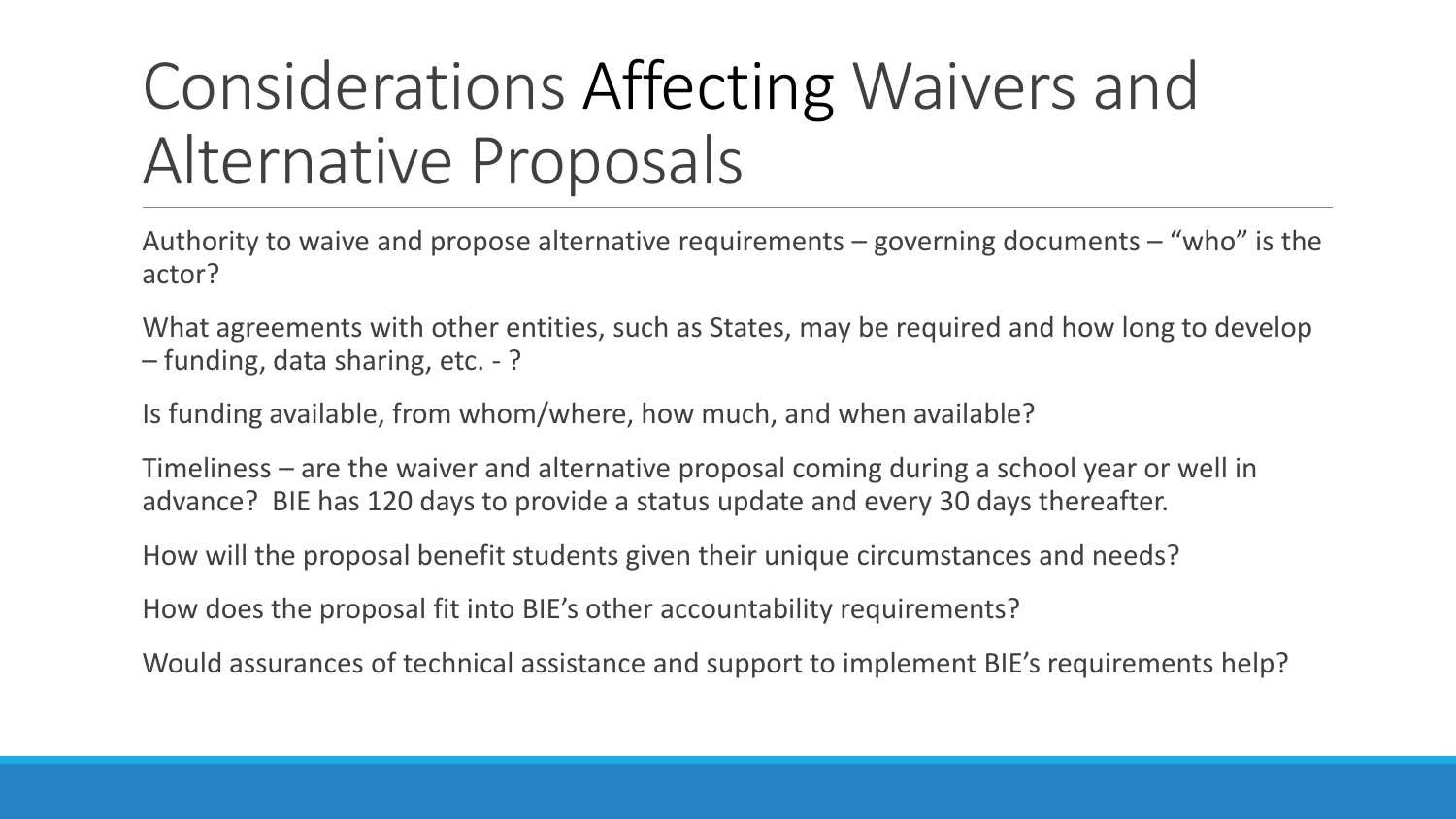# Considerations Affecting Waivers and Alternative Proposals

Authority to waive and propose alternative requirements – governing documents – "who" is the actor?

What agreements with other entities, such as States, may be required and how long to develop – funding, data sharing, etc. - ?

Is funding available, from whom/where, how much, and when available?

Timeliness – are the waiver and alternative proposal coming during a school year or well in advance? BIE has 120 days to provide a status update and every 30 days thereafter.

How will the proposal benefit students given their unique circumstances and needs?

How does the proposal fit into BIE's other accountability requirements?

Would assurances of technical assistance and support to implement BIE's requirements help?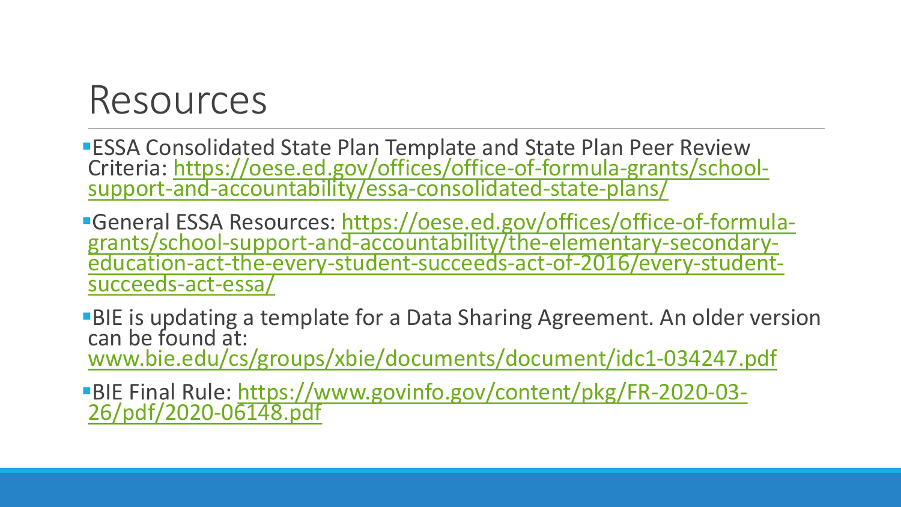# Resources

- ESSA Consolidated State Plan Template and State Plan Peer Review Criteria: https://oese.ed.gov/offices/office-of-formula-grants/school-support-and-accountability/essa-consolidated-state-plans/
- General ESSA Resources: https://oese.ed.gov/offices/office-of-formula-grants/school-support-and-accountability/the-elementary-secondary-education-act-the-every-student-succeeds-act-of-2016/every-student-succeeds-act-essa/
- BIE is updating a template for a Data Sharing Agreement. An older version can be found at: www.bie.edu/cs/groups/xbie/documents/document/idc1-034247.pdf
- BIE Final Rule: https://www.govinfo.gov/content/pkg/FR-2020-03-26/pdf/2020-06148.pdf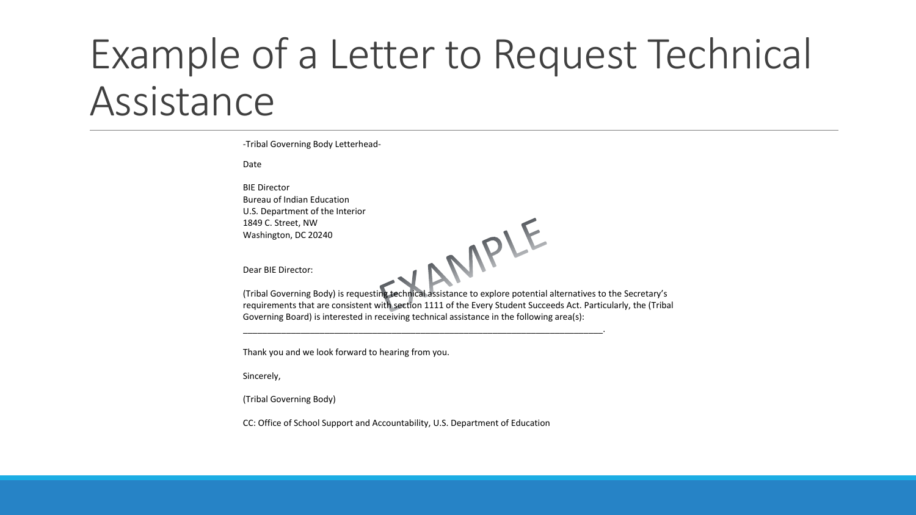# Example of a Letter to Request Technical Assistance

-Tribal Governing Body Letterhead-

Date

BIE Director
Bureau of Indian Education
U.S. Department of the Interior
1849 C. Street, NW
Washington, DC 20240

EXAMPLE

Dear BIE Director:

(Tribal Governing Body) is requesting technical assistance to explore potential alternatives to the Secretary's requirements that are consistent with section 1111 of the Every Student Succeeds Act. Particularly, the (Tribal Governing Board) is interested in receiving technical assistance in the following area(s): ____________________________________________________________________________.

Thank you and we look forward to hearing from you.

Sincerely,

(Tribal Governing Body)

CC: Office of School Support and Accountability, U.S. Department of Education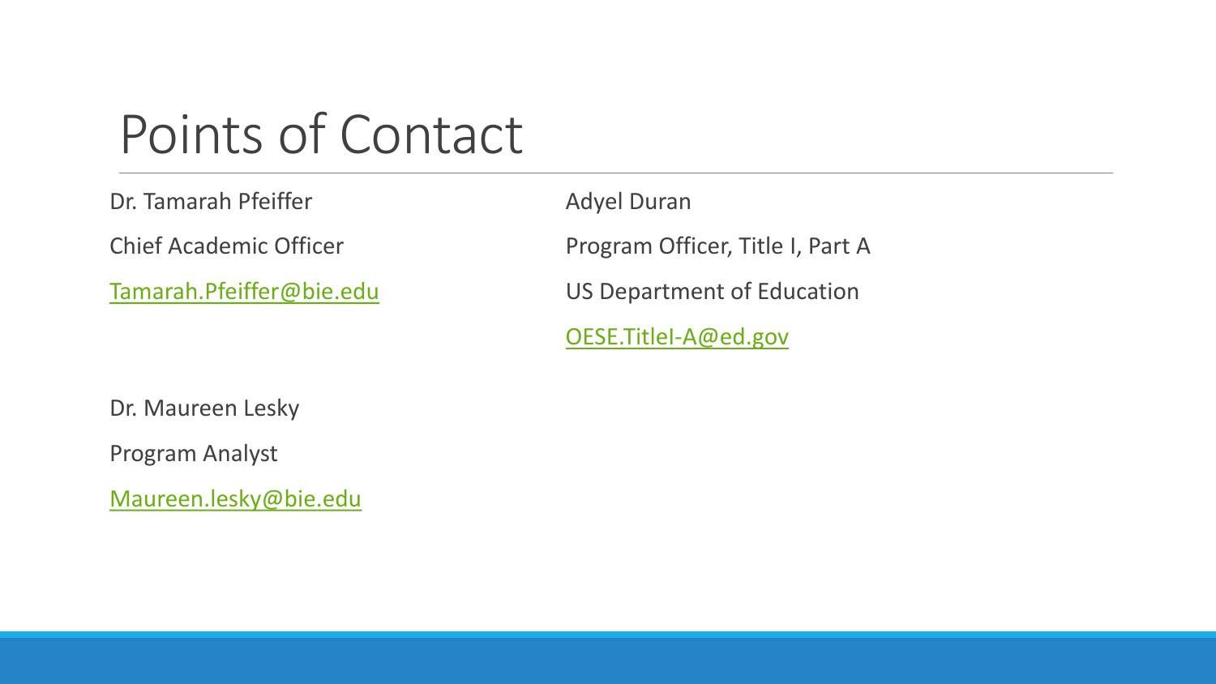# Points of Contact

Dr. Tamarah Pfeiffer

Chief Academic Officer

Tamarah.Pfeiffer@bie.edu

Dr. Maureen Lesky

Program Analyst

Maureen.lesky@bie.edu

Adyel Duran

Program Officer, Title I, Part A

US Department of Education

OESE.TitleI-A@ed.gov